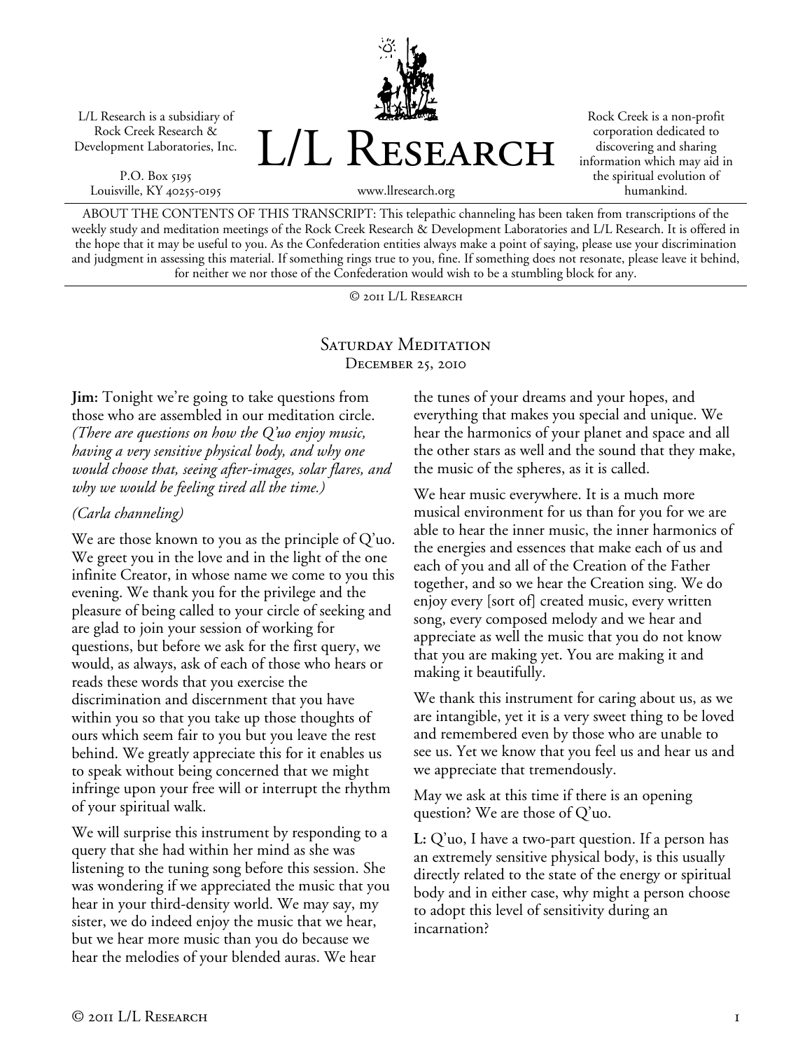L/L Research is a subsidiary of Rock Creek Research & Development Laboratories, Inc.

P.O. Box 5195
Louisville, KY 40255-0195

# L/L Research

www.llresearch.org

Rock Creek is a non-profit corporation dedicated to discovering and sharing information which may aid in the spiritual evolution of humankind.

ABOUT THE CONTENTS OF THIS TRANSCRIPT: This telepathic channeling has been taken from transcriptions of the weekly study and meditation meetings of the Rock Creek Research & Development Laboratories and L/L Research. It is offered in the hope that it may be useful to you. As the Confederation entities always make a point of saying, please use your discrimination and judgment in assessing this material. If something rings true to you, fine. If something does not resonate, please leave it behind, for neither we nor those of the Confederation would wish to be a stumbling block for any.

© 2011 L/L Research

## Saturday Meditation
### December 25, 2010

**Jim:** Tonight we're going to take questions from those who are assembled in our meditation circle. *(There are questions on how the Q'uo enjoy music, having a very sensitive physical body, and why one would choose that, seeing after-images, solar flares, and why we would be feeling tired all the time.)*

*(Carla channeling)*

We are those known to you as the principle of Q'uo. We greet you in the love and in the light of the one infinite Creator, in whose name we come to you this evening. We thank you for the privilege and the pleasure of being called to your circle of seeking and are glad to join your session of working for questions, but before we ask for the first query, we would, as always, ask of each of those who hears or reads these words that you exercise the discrimination and discernment that you have within you so that you take up those thoughts of ours which seem fair to you but you leave the rest behind. We greatly appreciate this for it enables us to speak without being concerned that we might infringe upon your free will or interrupt the rhythm of your spiritual walk.

We will surprise this instrument by responding to a query that she had within her mind as she was listening to the tuning song before this session. She was wondering if we appreciated the music that you hear in your third-density world. We may say, my sister, we do indeed enjoy the music that we hear, but we hear more music than you do because we hear the melodies of your blended auras. We hear the tunes of your dreams and your hopes, and everything that makes you special and unique. We hear the harmonics of your planet and space and all the other stars as well and the sound that they make, the music of the spheres, as it is called.

We hear music everywhere. It is a much more musical environment for us than for you for we are able to hear the inner music, the inner harmonics of the energies and essences that make each of us and each of you and all of the Creation of the Father together, and so we hear the Creation sing. We do enjoy every [sort of] created music, every written song, every composed melody and we hear and appreciate as well the music that you do not know that you are making yet. You are making it and making it beautifully.

We thank this instrument for caring about us, as we are intangible, yet it is a very sweet thing to be loved and remembered even by those who are unable to see us. Yet we know that you feel us and hear us and we appreciate that tremendously.

May we ask at this time if there is an opening question? We are those of Q'uo.

**L:** Q'uo, I have a two-part question. If a person has an extremely sensitive physical body, is this usually directly related to the state of the energy or spiritual body and in either case, why might a person choose to adopt this level of sensitivity during an incarnation?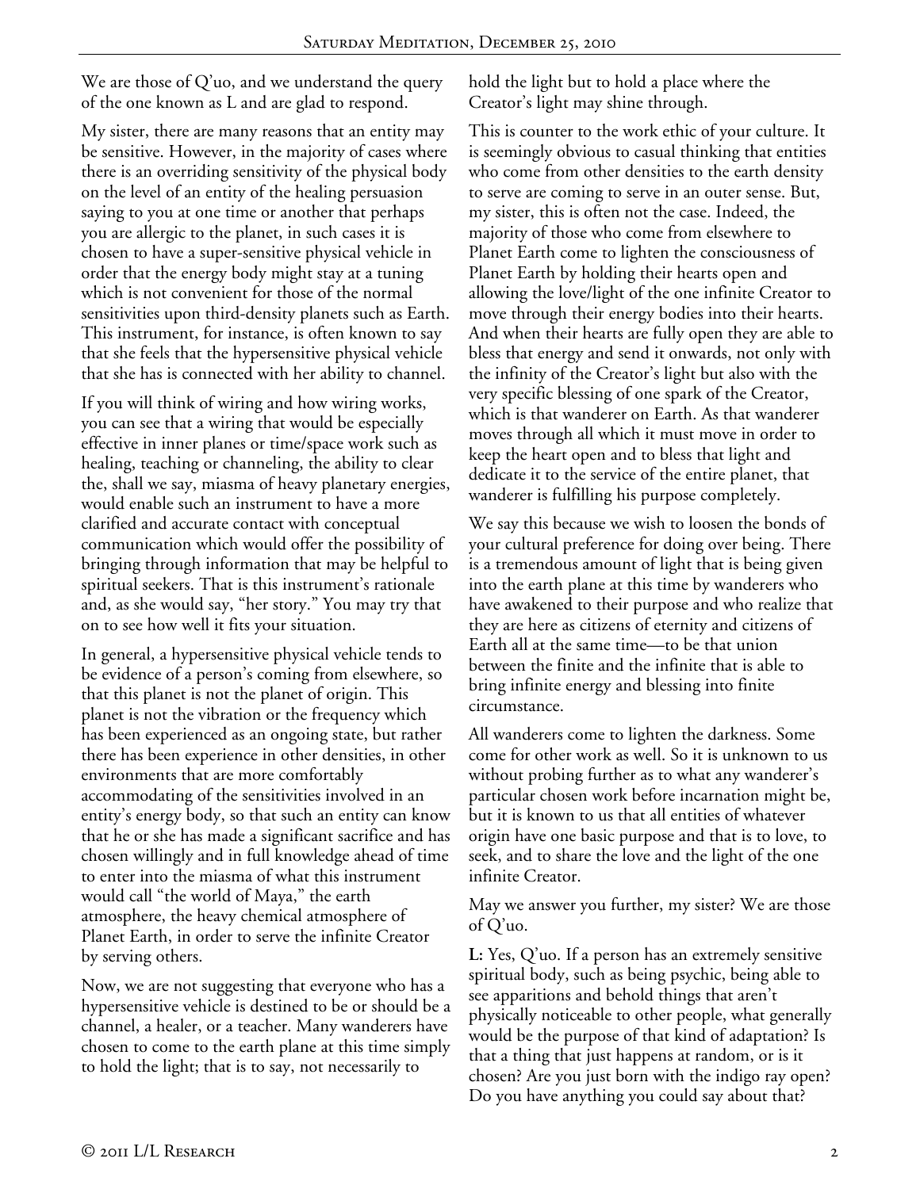We are those of Q'uo, and we understand the query of the one known as L and are glad to respond.

My sister, there are many reasons that an entity may be sensitive. However, in the majority of cases where there is an overriding sensitivity of the physical body on the level of an entity of the healing persuasion saying to you at one time or another that perhaps you are allergic to the planet, in such cases it is chosen to have a super-sensitive physical vehicle in order that the energy body might stay at a tuning which is not convenient for those of the normal sensitivities upon third-density planets such as Earth. This instrument, for instance, is often known to say that she feels that the hypersensitive physical vehicle that she has is connected with her ability to channel.

If you will think of wiring and how wiring works, you can see that a wiring that would be especially effective in inner planes or time/space work such as healing, teaching or channeling, the ability to clear the, shall we say, miasma of heavy planetary energies, would enable such an instrument to have a more clarified and accurate contact with conceptual communication which would offer the possibility of bringing through information that may be helpful to spiritual seekers. That is this instrument's rationale and, as she would say, "her story." You may try that on to see how well it fits your situation.

In general, a hypersensitive physical vehicle tends to be evidence of a person's coming from elsewhere, so that this planet is not the planet of origin. This planet is not the vibration or the frequency which has been experienced as an ongoing state, but rather there has been experience in other densities, in other environments that are more comfortably accommodating of the sensitivities involved in an entity's energy body, so that such an entity can know that he or she has made a significant sacrifice and has chosen willingly and in full knowledge ahead of time to enter into the miasma of what this instrument would call "the world of Maya," the earth atmosphere, the heavy chemical atmosphere of Planet Earth, in order to serve the infinite Creator by serving others.

Now, we are not suggesting that everyone who has a hypersensitive vehicle is destined to be or should be a channel, a healer, or a teacher. Many wanderers have chosen to come to the earth plane at this time simply to hold the light; that is to say, not necessarily to hold the light but to hold a place where the Creator's light may shine through.

This is counter to the work ethic of your culture. It is seemingly obvious to casual thinking that entities who come from other densities to the earth density to serve are coming to serve in an outer sense. But, my sister, this is often not the case. Indeed, the majority of those who come from elsewhere to Planet Earth come to lighten the consciousness of Planet Earth by holding their hearts open and allowing the love/light of the one infinite Creator to move through their energy bodies into their hearts. And when their hearts are fully open they are able to bless that energy and send it onwards, not only with the infinity of the Creator's light but also with the very specific blessing of one spark of the Creator, which is that wanderer on Earth. As that wanderer moves through all which it must move in order to keep the heart open and to bless that light and dedicate it to the service of the entire planet, that wanderer is fulfilling his purpose completely.

We say this because we wish to loosen the bonds of your cultural preference for doing over being. There is a tremendous amount of light that is being given into the earth plane at this time by wanderers who have awakened to their purpose and who realize that they are here as citizens of eternity and citizens of Earth all at the same time—to be that union between the finite and the infinite that is able to bring infinite energy and blessing into finite circumstance.

All wanderers come to lighten the darkness. Some come for other work as well. So it is unknown to us without probing further as to what any wanderer's particular chosen work before incarnation might be, but it is known to us that all entities of whatever origin have one basic purpose and that is to love, to seek, and to share the love and the light of the one infinite Creator.

May we answer you further, my sister? We are those of Q'uo.

**L:** Yes, Q'uo. If a person has an extremely sensitive spiritual body, such as being psychic, being able to see apparitions and behold things that aren't physically noticeable to other people, what generally would be the purpose of that kind of adaptation? Is that a thing that just happens at random, or is it chosen? Are you just born with the indigo ray open? Do you have anything you could say about that?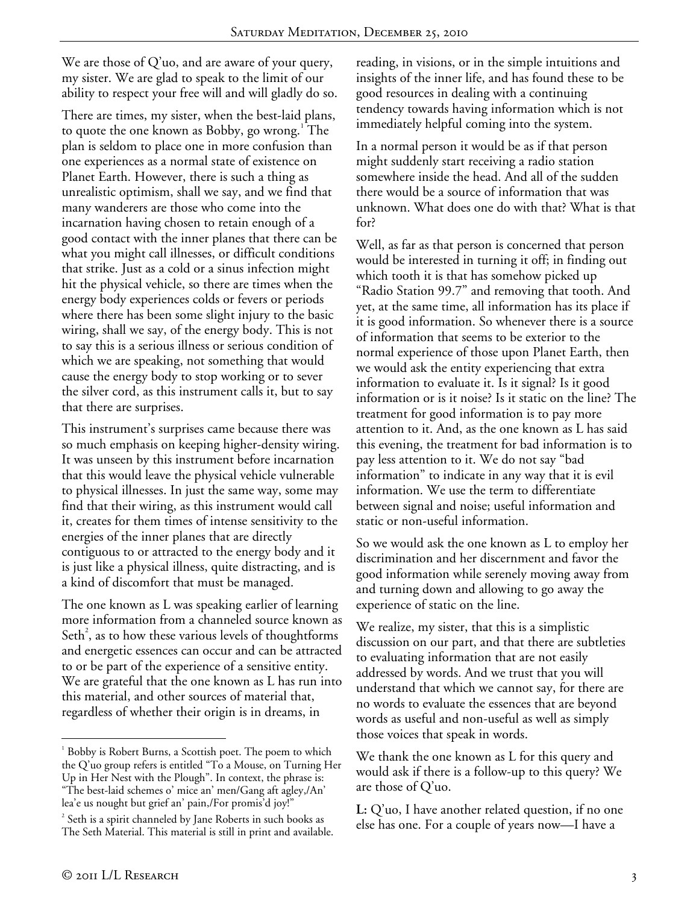We are those of Q'uo, and are aware of your query, my sister. We are glad to speak to the limit of our ability to respect your free will and will gladly do so.

There are times, my sister, when the best-laid plans, to quote the one known as Bobby, go wrong.[1] The plan is seldom to place one in more confusion than one experiences as a normal state of existence on Planet Earth. However, there is such a thing as unrealistic optimism, shall we say, and we find that many wanderers are those who come into the incarnation having chosen to retain enough of a good contact with the inner planes that there can be what you might call illnesses, or difficult conditions that strike. Just as a cold or a sinus infection might hit the physical vehicle, so there are times when the energy body experiences colds or fevers or periods where there has been some slight injury to the basic wiring, shall we say, of the energy body. This is not to say this is a serious illness or serious condition of which we are speaking, not something that would cause the energy body to stop working or to sever the silver cord, as this instrument calls it, but to say that there are surprises.

This instrument's surprises came because there was so much emphasis on keeping higher-density wiring. It was unseen by this instrument before incarnation that this would leave the physical vehicle vulnerable to physical illnesses. In just the same way, some may find that their wiring, as this instrument would call it, creates for them times of intense sensitivity to the energies of the inner planes that are directly contiguous to or attracted to the energy body and it is just like a physical illness, quite distracting, and is a kind of discomfort that must be managed.

The one known as L was speaking earlier of learning more information from a channeled source known as Seth[2], as to how these various levels of thoughtforms and energetic essences can occur and can be attracted to or be part of the experience of a sensitive entity. We are grateful that the one known as L has run into this material, and other sources of material that, regardless of whether their origin is in dreams, in reading, in visions, or in the simple intuitions and insights of the inner life, and has found these to be good resources in dealing with a continuing tendency towards having information which is not immediately helpful coming into the system.

In a normal person it would be as if that person might suddenly start receiving a radio station somewhere inside the head. And all of the sudden there would be a source of information that was unknown. What does one do with that? What is that for?

Well, as far as that person is concerned that person would be interested in turning it off; in finding out which tooth it is that has somehow picked up "Radio Station 99.7" and removing that tooth. And yet, at the same time, all information has its place if it is good information. So whenever there is a source of information that seems to be exterior to the normal experience of those upon Planet Earth, then we would ask the entity experiencing that extra information to evaluate it. Is it signal? Is it good information or is it noise? Is it static on the line? The treatment for good information is to pay more attention to it. And, as the one known as L has said this evening, the treatment for bad information is to pay less attention to it. We do not say "bad information" to indicate in any way that it is evil information. We use the term to differentiate between signal and noise; useful information and static or non-useful information.

So we would ask the one known as L to employ her discrimination and her discernment and favor the good information while serenely moving away from and turning down and allowing to go away the experience of static on the line.

We realize, my sister, that this is a simplistic discussion on our part, and that there are subtleties to evaluating information that are not easily addressed by words. And we trust that you will understand that which we cannot say, for there are no words to evaluate the essences that are beyond words as useful and non-useful as well as simply those voices that speak in words.

We thank the one known as L for this query and would ask if there is a follow-up to this query? We are those of Q'uo.

**L:** Q'uo, I have another related question, if no one else has one. For a couple of years now—I have a

---

[1] Bobby is Robert Burns, a Scottish poet. The poem to which the Q'uo group refers is entitled "To a Mouse, on Turning Her Up in Her Nest with the Plough". In context, the phrase is: "The best-laid schemes o' mice an' men/Gang aft agley,/An' lea'e us nought but grief an' pain,/For promis'd joy!"

[2] Seth is a spirit channeled by Jane Roberts in such books as The Seth Material. This material is still in print and available.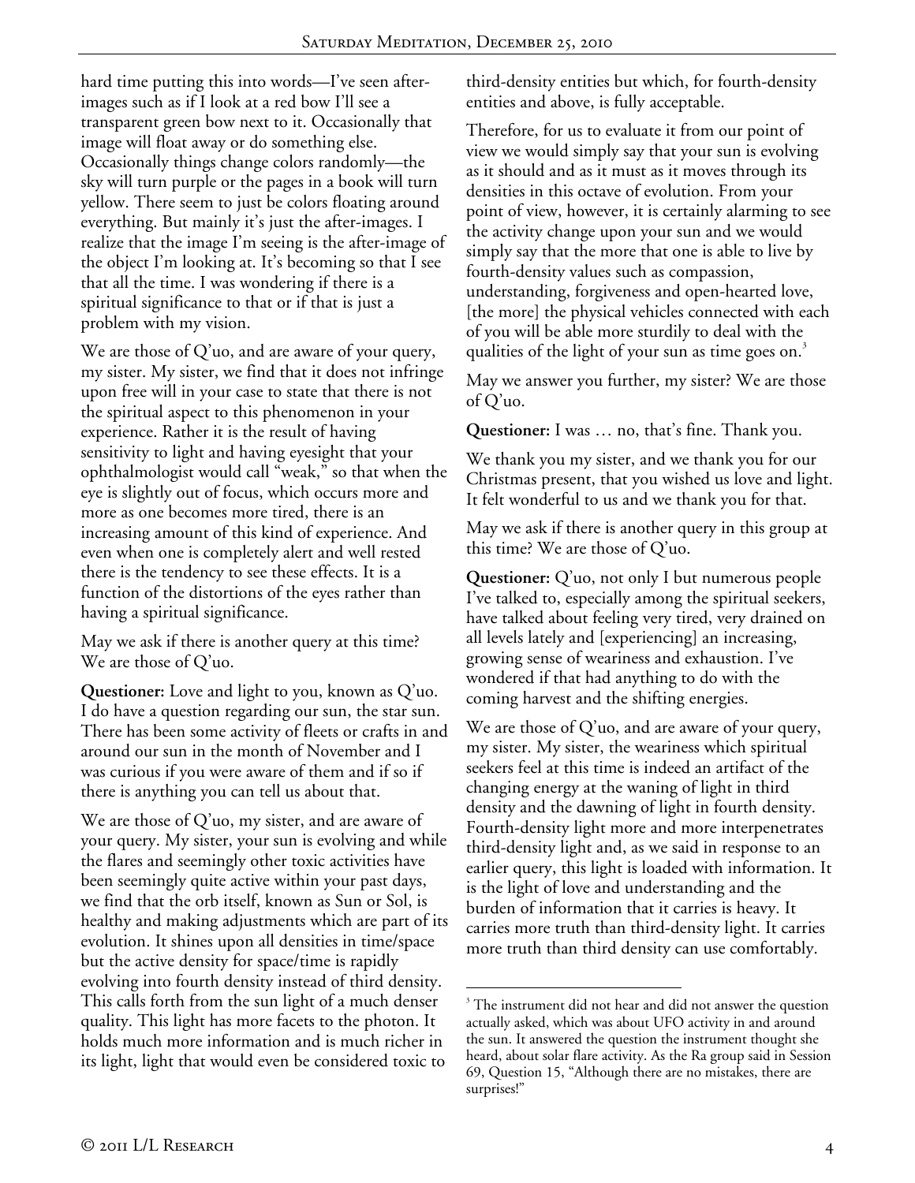hard time putting this into words—I've seen after-images such as if I look at a red bow I'll see a transparent green bow next to it. Occasionally that image will float away or do something else. Occasionally things change colors randomly—the sky will turn purple or the pages in a book will turn yellow. There seem to just be colors floating around everything. But mainly it's just the after-images. I realize that the image I'm seeing is the after-image of the object I'm looking at. It's becoming so that I see that all the time. I was wondering if there is a spiritual significance to that or if that is just a problem with my vision.

We are those of Q'uo, and are aware of your query, my sister. My sister, we find that it does not infringe upon free will in your case to state that there is not the spiritual aspect to this phenomenon in your experience. Rather it is the result of having sensitivity to light and having eyesight that your ophthalmologist would call "weak," so that when the eye is slightly out of focus, which occurs more and more as one becomes more tired, there is an increasing amount of this kind of experience. And even when one is completely alert and well rested there is the tendency to see these effects. It is a function of the distortions of the eyes rather than having a spiritual significance.

May we ask if there is another query at this time? We are those of Q'uo.

**Questioner:** Love and light to you, known as Q'uo. I do have a question regarding our sun, the star sun. There has been some activity of fleets or crafts in and around our sun in the month of November and I was curious if you were aware of them and if so if there is anything you can tell us about that.

We are those of Q'uo, my sister, and are aware of your query. My sister, your sun is evolving and while the flares and seemingly other toxic activities have been seemingly quite active within your past days, we find that the orb itself, known as Sun or Sol, is healthy and making adjustments which are part of its evolution. It shines upon all densities in time/space but the active density for space/time is rapidly evolving into fourth density instead of third density. This calls forth from the sun light of a much denser quality. This light has more facets to the photon. It holds much more information and is much richer in its light, light that would even be considered toxic to third-density entities but which, for fourth-density entities and above, is fully acceptable.

Therefore, for us to evaluate it from our point of view we would simply say that your sun is evolving as it should and as it must as it moves through its densities in this octave of evolution. From your point of view, however, it is certainly alarming to see the activity change upon your sun and we would simply say that the more that one is able to live by fourth-density values such as compassion, understanding, forgiveness and open-hearted love, [the more] the physical vehicles connected with each of you will be able more sturdily to deal with the qualities of the light of your sun as time goes on.[3]

May we answer you further, my sister? We are those of Q'uo.

**Questioner:** I was … no, that's fine. Thank you.

We thank you my sister, and we thank you for our Christmas present, that you wished us love and light. It felt wonderful to us and we thank you for that.

May we ask if there is another query in this group at this time? We are those of Q'uo.

**Questioner:** Q'uo, not only I but numerous people I've talked to, especially among the spiritual seekers, have talked about feeling very tired, very drained on all levels lately and [experiencing] an increasing, growing sense of weariness and exhaustion. I've wondered if that had anything to do with the coming harvest and the shifting energies.

We are those of Q'uo, and are aware of your query, my sister. My sister, the weariness which spiritual seekers feel at this time is indeed an artifact of the changing energy at the waning of light in third density and the dawning of light in fourth density. Fourth-density light more and more interpenetrates third-density light and, as we said in response to an earlier query, this light is loaded with information. It is the light of love and understanding and the burden of information that it carries is heavy. It carries more truth than third-density light. It carries more truth than third density can use comfortably.

---

[3] The instrument did not hear and did not answer the question actually asked, which was about UFO activity in and around the sun. It answered the question the instrument thought she heard, about solar flare activity. As the Ra group said in Session 69, Question 15, "Although there are no mistakes, there are surprises!"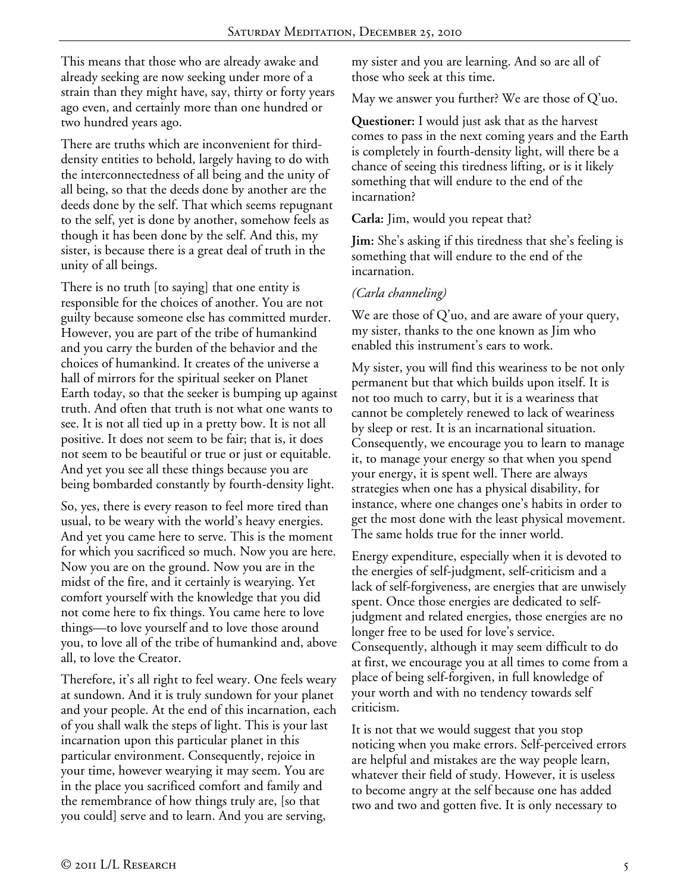This means that those who are already awake and already seeking are now seeking under more of a strain than they might have, say, thirty or forty years ago even, and certainly more than one hundred or two hundred years ago.

There are truths which are inconvenient for third-density entities to behold, largely having to do with the interconnectedness of all being and the unity of all being, so that the deeds done by another are the deeds done by the self. That which seems repugnant to the self, yet is done by another, somehow feels as though it has been done by the self. And this, my sister, is because there is a great deal of truth in the unity of all beings.

There is no truth [to saying] that one entity is responsible for the choices of another. You are not guilty because someone else has committed murder. However, you are part of the tribe of humankind and you carry the burden of the behavior and the choices of humankind. It creates of the universe a hall of mirrors for the spiritual seeker on Planet Earth today, so that the seeker is bumping up against truth. And often that truth is not what one wants to see. It is not all tied up in a pretty bow. It is not all positive. It does not seem to be fair; that is, it does not seem to be beautiful or true or just or equitable. And yet you see all these things because you are being bombarded constantly by fourth-density light.

So, yes, there is every reason to feel more tired than usual, to be weary with the world's heavy energies. And yet you came here to serve. This is the moment for which you sacrificed so much. Now you are here. Now you are on the ground. Now you are in the midst of the fire, and it certainly is wearying. Yet comfort yourself with the knowledge that you did not come here to fix things. You came here to love things—to love yourself and to love those around you, to love all of the tribe of humankind and, above all, to love the Creator.

Therefore, it's all right to feel weary. One feels weary at sundown. And it is truly sundown for your planet and your people. At the end of this incarnation, each of you shall walk the steps of light. This is your last incarnation upon this particular planet in this particular environment. Consequently, rejoice in your time, however wearying it may seem. You are in the place you sacrificed comfort and family and the remembrance of how things truly are, [so that you could] serve and to learn. And you are serving, my sister and you are learning. And so are all of those who seek at this time.

May we answer you further? We are those of Q'uo.

**Questioner:** I would just ask that as the harvest comes to pass in the next coming years and the Earth is completely in fourth-density light, will there be a chance of seeing this tiredness lifting, or is it likely something that will endure to the end of the incarnation?

**Carla:** Jim, would you repeat that?

**Jim:** She's asking if this tiredness that she's feeling is something that will endure to the end of the incarnation.

*(Carla channeling)*

We are those of Q'uo, and are aware of your query, my sister, thanks to the one known as Jim who enabled this instrument's ears to work.

My sister, you will find this weariness to be not only permanent but that which builds upon itself. It is not too much to carry, but it is a weariness that cannot be completely renewed to lack of weariness by sleep or rest. It is an incarnational situation. Consequently, we encourage you to learn to manage it, to manage your energy so that when you spend your energy, it is spent well. There are always strategies when one has a physical disability, for instance, where one changes one's habits in order to get the most done with the least physical movement. The same holds true for the inner world.

Energy expenditure, especially when it is devoted to the energies of self-judgment, self-criticism and a lack of self-forgiveness, are energies that are unwisely spent. Once those energies are dedicated to self-judgment and related energies, those energies are no longer free to be used for love's service. Consequently, although it may seem difficult to do at first, we encourage you at all times to come from a place of being self-forgiven, in full knowledge of your worth and with no tendency towards self criticism.

It is not that we would suggest that you stop noticing when you make errors. Self-perceived errors are helpful and mistakes are the way people learn, whatever their field of study. However, it is useless to become angry at the self because one has added two and two and gotten five. It is only necessary to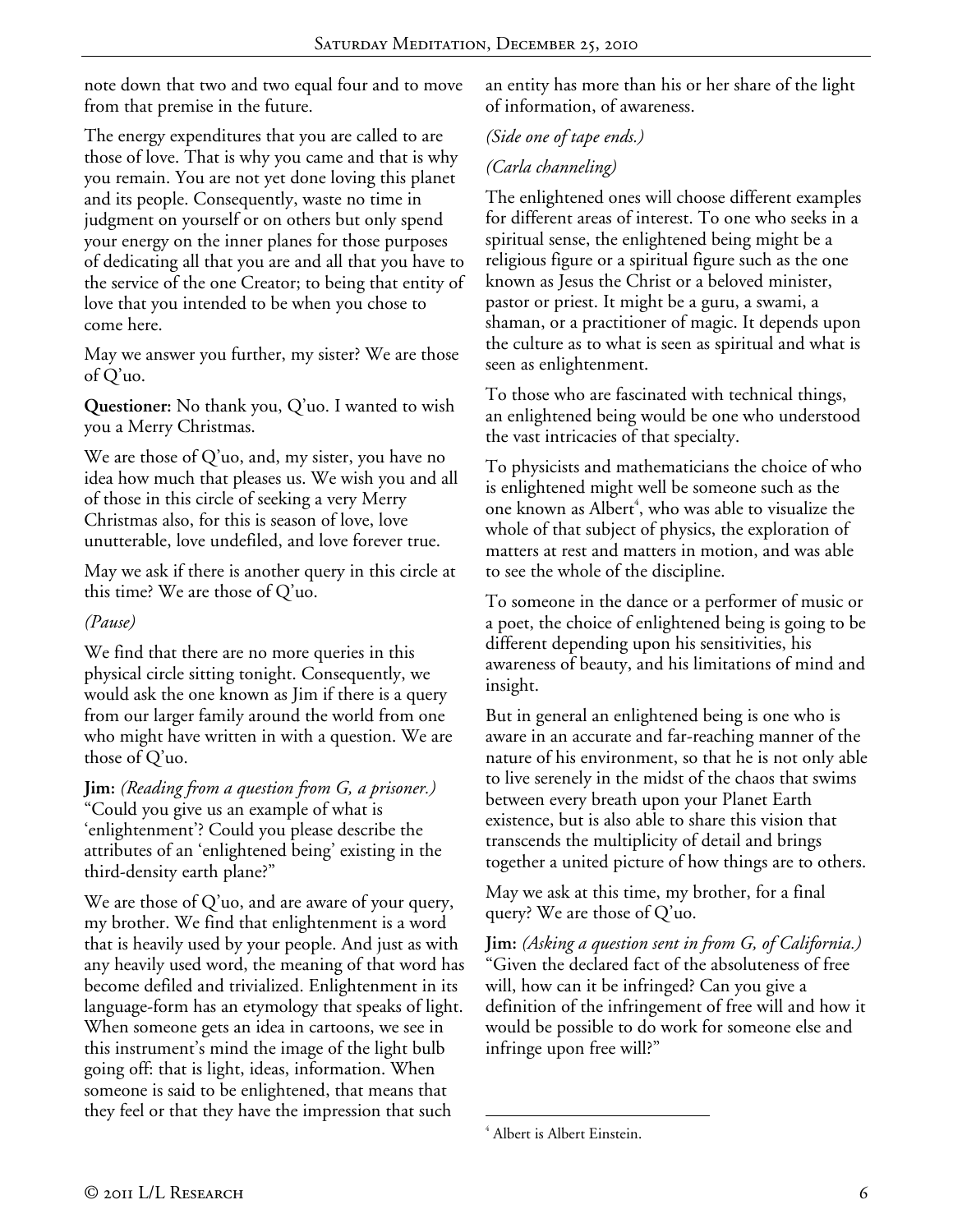note down that two and two equal four and to move from that premise in the future.

The energy expenditures that you are called to are those of love. That is why you came and that is why you remain. You are not yet done loving this planet and its people. Consequently, waste no time in judgment on yourself or on others but only spend your energy on the inner planes for those purposes of dedicating all that you are and all that you have to the service of the one Creator; to being that entity of love that you intended to be when you chose to come here.

May we answer you further, my sister? We are those of Q'uo.

**Questioner:** No thank you, Q'uo. I wanted to wish you a Merry Christmas.

We are those of Q'uo, and, my sister, you have no idea how much that pleases us. We wish you and all of those in this circle of seeking a very Merry Christmas also, for this is season of love, love unutterable, love undefiled, and love forever true.

May we ask if there is another query in this circle at this time? We are those of Q'uo.

*(Pause)*

We find that there are no more queries in this physical circle sitting tonight. Consequently, we would ask the one known as Jim if there is a query from our larger family around the world from one who might have written in with a question. We are those of Q'uo.

**Jim:** *(Reading from a question from G, a prisoner.)* "Could you give us an example of what is 'enlightenment'? Could you please describe the attributes of an 'enlightened being' existing in the third-density earth plane?"

We are those of Q'uo, and are aware of your query, my brother. We find that enlightenment is a word that is heavily used by your people. And just as with any heavily used word, the meaning of that word has become defiled and trivialized. Enlightenment in its language-form has an etymology that speaks of light. When someone gets an idea in cartoons, we see in this instrument's mind the image of the light bulb going off: that is light, ideas, information. When someone is said to be enlightened, that means that they feel or that they have the impression that such an entity has more than his or her share of the light of information, of awareness.

*(Side one of tape ends.)*

*(Carla channeling)*

The enlightened ones will choose different examples for different areas of interest. To one who seeks in a spiritual sense, the enlightened being might be a religious figure or a spiritual figure such as the one known as Jesus the Christ or a beloved minister, pastor or priest. It might be a guru, a swami, a shaman, or a practitioner of magic. It depends upon the culture as to what is seen as spiritual and what is seen as enlightenment.

To those who are fascinated with technical things, an enlightened being would be one who understood the vast intricacies of that specialty.

To physicists and mathematicians the choice of who is enlightened might well be someone such as the one known as Albert[4], who was able to visualize the whole of that subject of physics, the exploration of matters at rest and matters in motion, and was able to see the whole of the discipline.

To someone in the dance or a performer of music or a poet, the choice of enlightened being is going to be different depending upon his sensitivities, his awareness of beauty, and his limitations of mind and insight.

But in general an enlightened being is one who is aware in an accurate and far-reaching manner of the nature of his environment, so that he is not only able to live serenely in the midst of the chaos that swims between every breath upon your Planet Earth existence, but is also able to share this vision that transcends the multiplicity of detail and brings together a united picture of how things are to others.

May we ask at this time, my brother, for a final query? We are those of Q'uo.

**Jim:** *(Asking a question sent in from G, of California.)* "Given the declared fact of the absoluteness of free will, how can it be infringed? Can you give a definition of the infringement of free will and how it would be possible to do work for someone else and infringe upon free will?"

[4] Albert is Albert Einstein.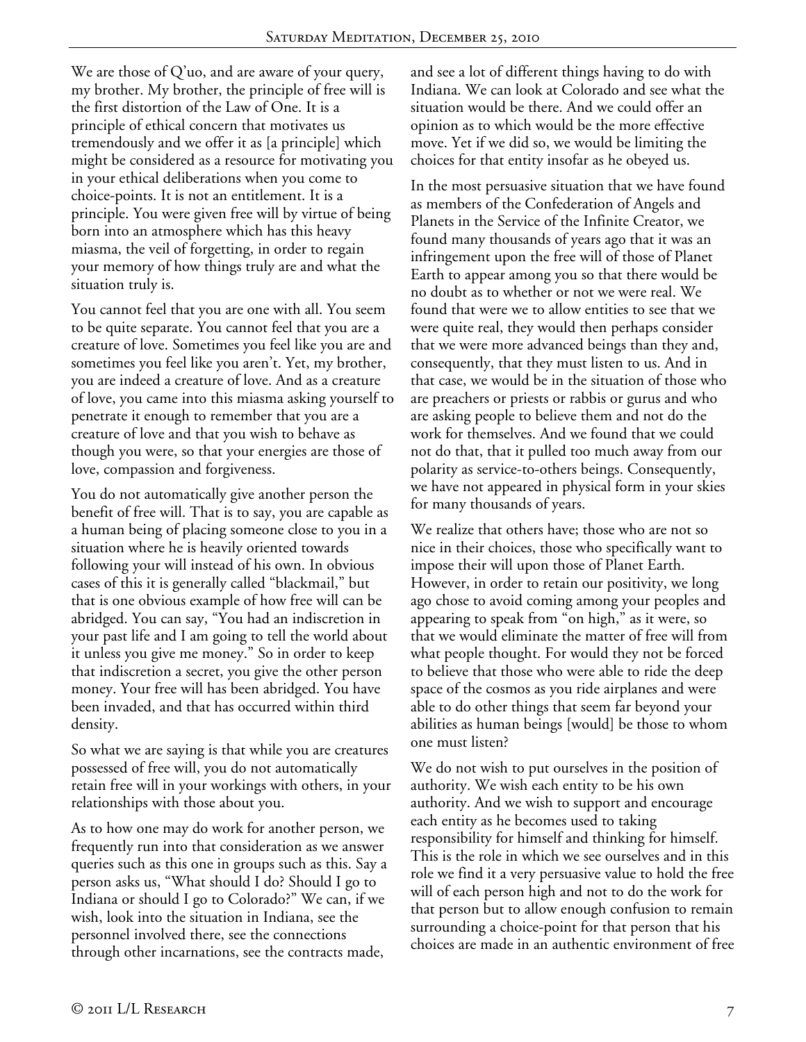We are those of Q'uo, and are aware of your query, my brother. My brother, the principle of free will is the first distortion of the Law of One. It is a principle of ethical concern that motivates us tremendously and we offer it as [a principle] which might be considered as a resource for motivating you in your ethical deliberations when you come to choice-points. It is not an entitlement. It is a principle. You were given free will by virtue of being born into an atmosphere which has this heavy miasma, the veil of forgetting, in order to regain your memory of how things truly are and what the situation truly is.

You cannot feel that you are one with all. You seem to be quite separate. You cannot feel that you are a creature of love. Sometimes you feel like you are and sometimes you feel like you aren't. Yet, my brother, you are indeed a creature of love. And as a creature of love, you came into this miasma asking yourself to penetrate it enough to remember that you are a creature of love and that you wish to behave as though you were, so that your energies are those of love, compassion and forgiveness.

You do not automatically give another person the benefit of free will. That is to say, you are capable as a human being of placing someone close to you in a situation where he is heavily oriented towards following your will instead of his own. In obvious cases of this it is generally called "blackmail," but that is one obvious example of how free will can be abridged. You can say, "You had an indiscretion in your past life and I am going to tell the world about it unless you give me money." So in order to keep that indiscretion a secret, you give the other person money. Your free will has been abridged. You have been invaded, and that has occurred within third density.

So what we are saying is that while you are creatures possessed of free will, you do not automatically retain free will in your workings with others, in your relationships with those about you.

As to how one may do work for another person, we frequently run into that consideration as we answer queries such as this one in groups such as this. Say a person asks us, "What should I do? Should I go to Indiana or should I go to Colorado?" We can, if we wish, look into the situation in Indiana, see the personnel involved there, see the connections through other incarnations, see the contracts made, and see a lot of different things having to do with Indiana. We can look at Colorado and see what the situation would be there. And we could offer an opinion as to which would be the more effective move. Yet if we did so, we would be limiting the choices for that entity insofar as he obeyed us.

In the most persuasive situation that we have found as members of the Confederation of Angels and Planets in the Service of the Infinite Creator, we found many thousands of years ago that it was an infringement upon the free will of those of Planet Earth to appear among you so that there would be no doubt as to whether or not we were real. We found that were we to allow entities to see that we were quite real, they would then perhaps consider that we were more advanced beings than they and, consequently, that they must listen to us. And in that case, we would be in the situation of those who are preachers or priests or rabbis or gurus and who are asking people to believe them and not do the work for themselves. And we found that we could not do that, that it pulled too much away from our polarity as service-to-others beings. Consequently, we have not appeared in physical form in your skies for many thousands of years.

We realize that others have; those who are not so nice in their choices, those who specifically want to impose their will upon those of Planet Earth. However, in order to retain our positivity, we long ago chose to avoid coming among your peoples and appearing to speak from "on high," as it were, so that we would eliminate the matter of free will from what people thought. For would they not be forced to believe that those who were able to ride the deep space of the cosmos as you ride airplanes and were able to do other things that seem far beyond your abilities as human beings [would] be those to whom one must listen?

We do not wish to put ourselves in the position of authority. We wish each entity to be his own authority. And we wish to support and encourage each entity as he becomes used to taking responsibility for himself and thinking for himself. This is the role in which we see ourselves and in this role we find it a very persuasive value to hold the free will of each person high and not to do the work for that person but to allow enough confusion to remain surrounding a choice-point for that person that his choices are made in an authentic environment of free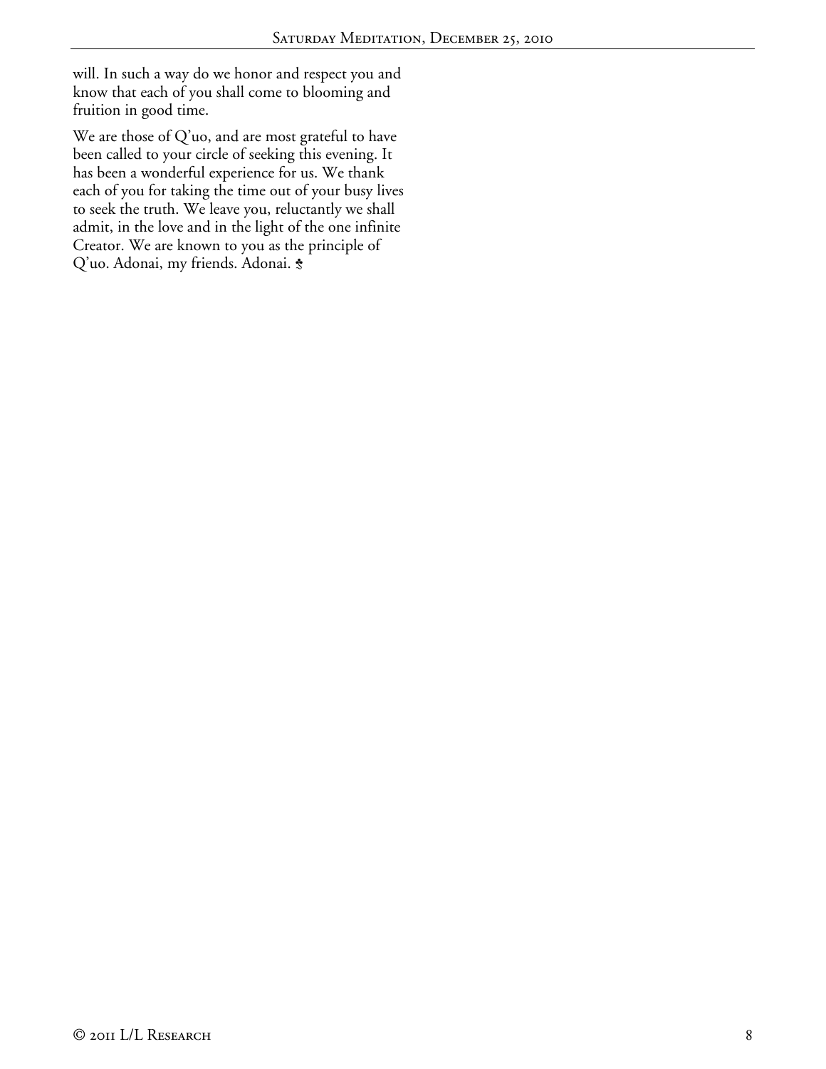will. In such a way do we honor and respect you and know that each of you shall come to blooming and fruition in good time.

We are those of Q'uo, and are most grateful to have been called to your circle of seeking this evening. It has been a wonderful experience for us. We thank each of you for taking the time out of your busy lives to seek the truth. We leave you, reluctantly we shall admit, in the love and in the light of the one infinite Creator. We are known to you as the principle of Q'uo. Adonai, my friends. Adonai.